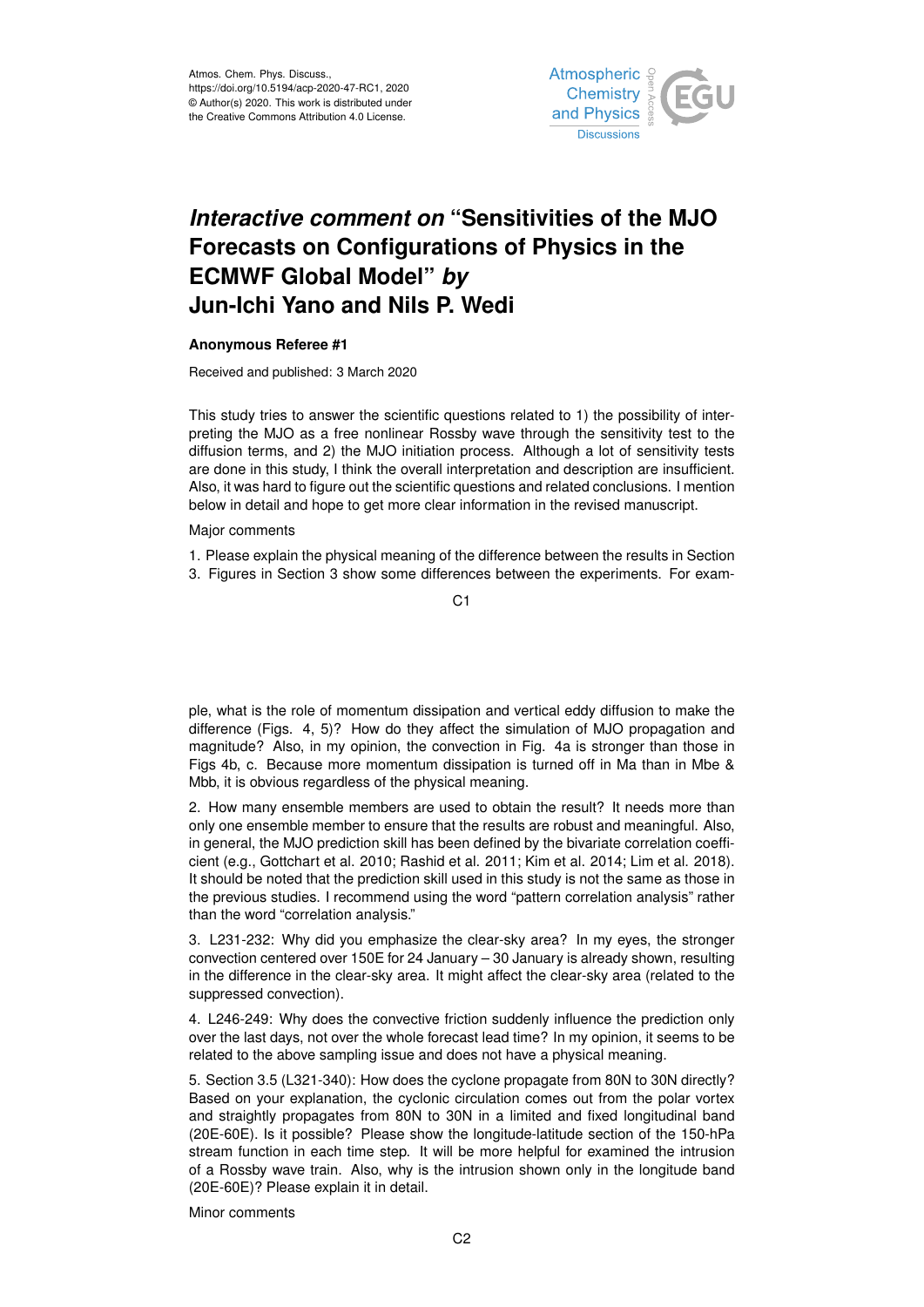Atmos. Chem. Phys. Discuss.,
https://doi.org/10.5194/acp-2020-47-RC1, 2020
© Author(s) 2020. This work is distributed under the Creative Commons Attribution 4.0 License.

# *Interactive comment on* "Sensitivities of the MJO Forecasts on Configurations of Physics in the ECMWF Global Model" *by* Jun-Ichi Yano and Nils P. Wedi

**Anonymous Referee #1**

Received and published: 3 March 2020

This study tries to answer the scientific questions related to 1) the possibility of interpreting the MJO as a free nonlinear Rossby wave through the sensitivity test to the diffusion terms, and 2) the MJO initiation process. Although a lot of sensitivity tests are done in this study, I think the overall interpretation and description are insufficient. Also, it was hard to figure out the scientific questions and related conclusions. I mention below in detail and hope to get more clear information in the revised manuscript.

Major comments

1. Please explain the physical meaning of the difference between the results in Section 3. Figures in Section 3 show some differences between the experiments. For example, what is the role of momentum dissipation and vertical eddy diffusion to make the difference (Figs. 4, 5)? How do they affect the simulation of MJO propagation and magnitude? Also, in my opinion, the convection in Fig. 4a is stronger than those in Figs 4b, c. Because more momentum dissipation is turned off in Ma than in Mbe & Mbb, it is obvious regardless of the physical meaning.

2. How many ensemble members are used to obtain the result? It needs more than only one ensemble member to ensure that the results are robust and meaningful. Also, in general, the MJO prediction skill has been defined by the bivariate correlation coefficient (e.g., Gottchart et al. 2010; Rashid et al. 2011; Kim et al. 2014; Lim et al. 2018). It should be noted that the prediction skill used in this study is not the same as those in the previous studies. I recommend using the word "pattern correlation analysis" rather than the word "correlation analysis."

3. L231-232: Why did you emphasize the clear-sky area? In my eyes, the stronger convection centered over 150E for 24 January – 30 January is already shown, resulting in the difference in the clear-sky area. It might affect the clear-sky area (related to the suppressed convection).

4. L246-249: Why does the convective friction suddenly influence the prediction only over the last days, not over the whole forecast lead time? In my opinion, it seems to be related to the above sampling issue and does not have a physical meaning.

5. Section 3.5 (L321-340): How does the cyclone propagate from 80N to 30N directly? Based on your explanation, the cyclonic circulation comes out from the polar vortex and straightly propagates from 80N to 30N in a limited and fixed longitudinal band (20E-60E). Is it possible? Please show the longitude-latitude section of the 150-hPa stream function in each time step. It will be more helpful for examined the intrusion of a Rossby wave train. Also, why is the intrusion shown only in the longitude band (20E-60E)? Please explain it in detail.

Minor comments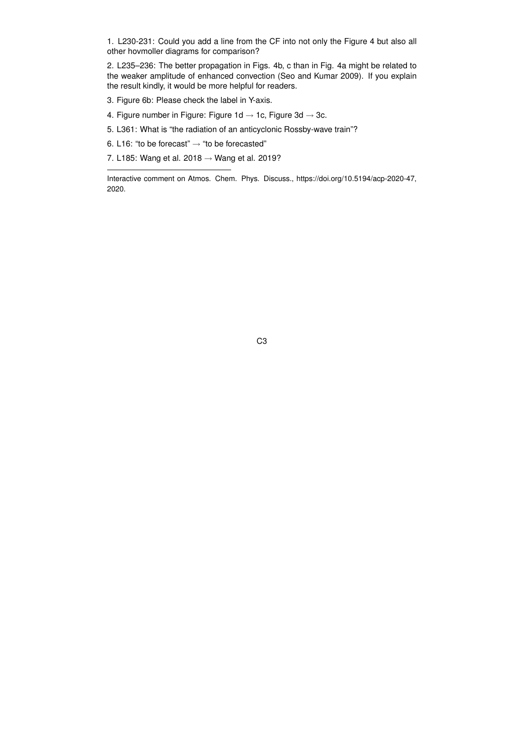1. L230-231: Could you add a line from the CF into not only the Figure 4 but also all other hovmoller diagrams for comparison?

2. L235–236: The better propagation in Figs. 4b, c than in Fig. 4a might be related to the weaker amplitude of enhanced convection (Seo and Kumar 2009). If you explain the result kindly, it would be more helpful for readers.

3. Figure 6b: Please check the label in Y-axis.

4. Figure number in Figure: Figure 1d → 1c, Figure 3d → 3c.

5. L361: What is "the radiation of an anticyclonic Rossby-wave train"?

6. L16: "to be forecast" → "to be forecasted"

7. L185: Wang et al. 2018 → Wang et al. 2019?

---

Interactive comment on Atmos. Chem. Phys. Discuss., https://doi.org/10.5194/acp-2020-47, 2020.